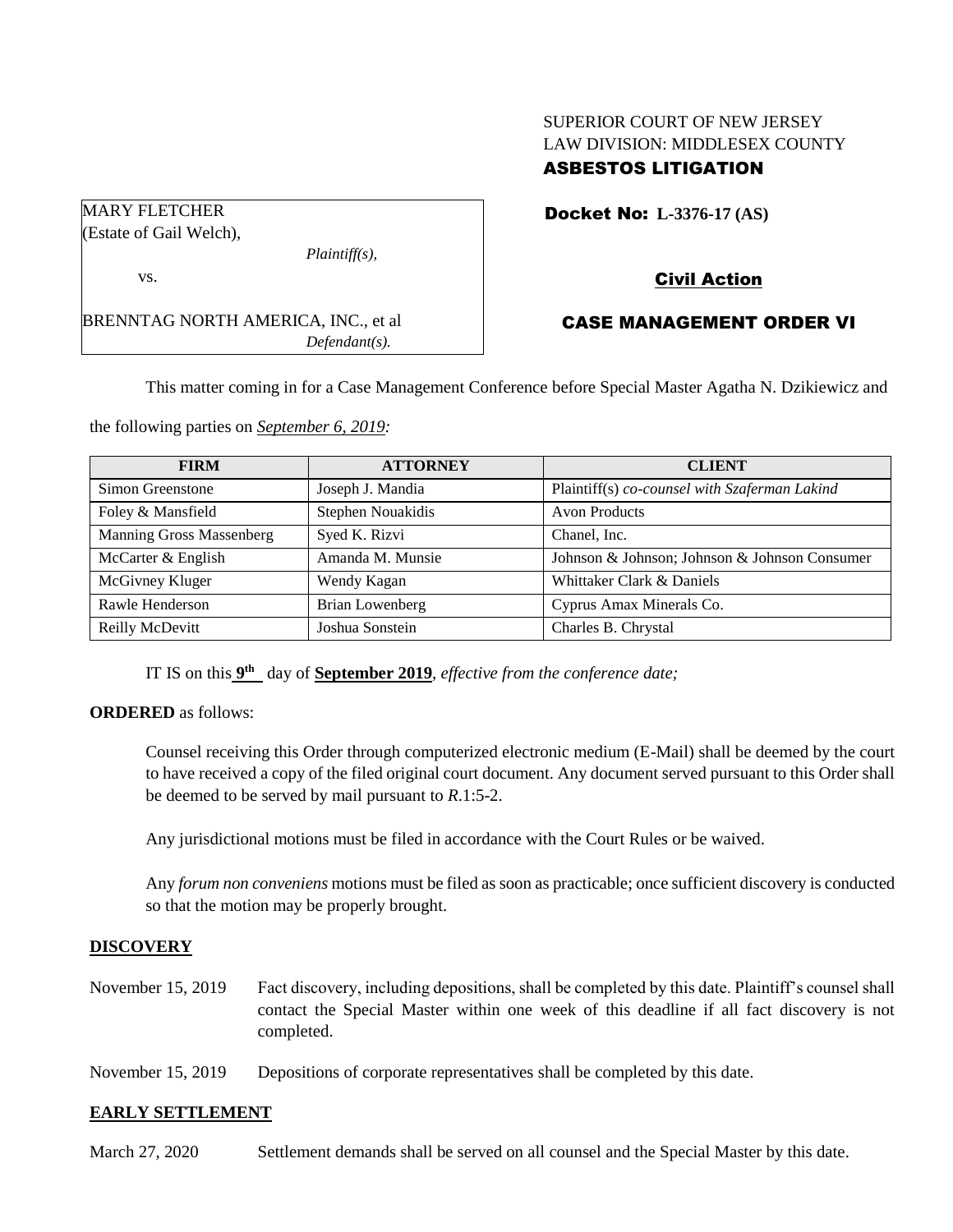SUPERIOR COURT OF NEW JERSEY
LAW DIVISION: MIDDLESEX COUNTY
**ASBESTOS LITIGATION**

MARY FLETCHER
(Estate of Gail Welch),
*Plaintiff(s),*

vs.

BRENNTAG NORTH AMERICA, INC., et al
*Defendant(s).*

**Docket No: L-3376-17 (AS)**

**Civil Action**

**CASE MANAGEMENT ORDER VI**

This matter coming in for a Case Management Conference before Special Master Agatha N. Dzikiewicz and the following parties on *September 6, 2019:*

| FIRM | ATTORNEY | CLIENT |
|---|---|---|
| Simon Greenstone | Joseph J. Mandia | Plaintiff(s) *co-counsel with Szaferman Lakind* |
| Foley & Mansfield | Stephen Nouakidis | Avon Products |
| Manning Gross Massenberg | Syed K. Rizvi | Chanel, Inc. |
| McCarter & English | Amanda M. Munsie | Johnson & Johnson; Johnson & Johnson Consumer |
| McGivney Kluger | Wendy Kagan | Whittaker Clark & Daniels |
| Rawle Henderson | Brian Lowenberg | Cyprus Amax Minerals Co. |
| Reilly McDevitt | Joshua Sonstein | Charles B. Chrystal |

IT IS on this **9th** day of **September 2019**, *effective from the conference date;*

**ORDERED** as follows:

Counsel receiving this Order through computerized electronic medium (E-Mail) shall be deemed by the court to have received a copy of the filed original court document. Any document served pursuant to this Order shall be deemed to be served by mail pursuant to *R*.1:5-2.

Any jurisdictional motions must be filed in accordance with the Court Rules or be waived.

Any *forum non conveniens* motions must be filed as soon as practicable; once sufficient discovery is conducted so that the motion may be properly brought.

**DISCOVERY**

November 15, 2019 Fact discovery, including depositions, shall be completed by this date. Plaintiff's counsel shall contact the Special Master within one week of this deadline if all fact discovery is not completed.

November 15, 2019 Depositions of corporate representatives shall be completed by this date.

**EARLY SETTLEMENT**

March 27, 2020 Settlement demands shall be served on all counsel and the Special Master by this date.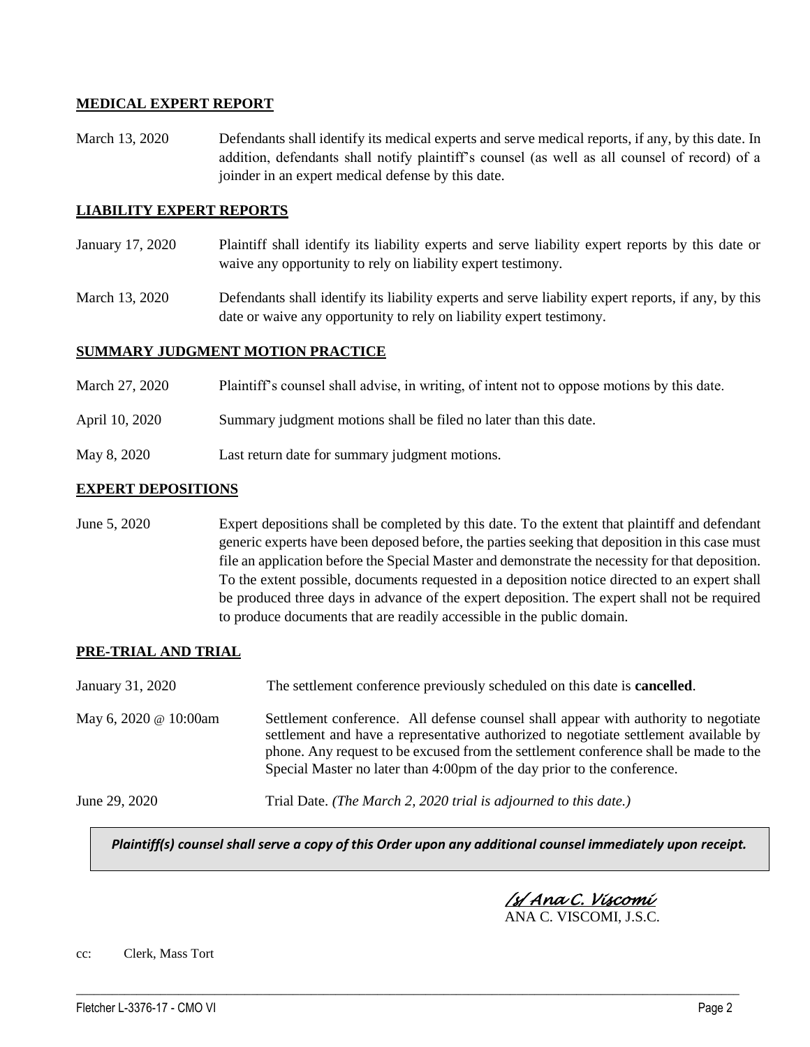## MEDICAL EXPERT REPORT

| | |
|---|---|
| March 13, 2020 | Defendants shall identify its medical experts and serve medical reports, if any, by this date. In addition, defendants shall notify plaintiff's counsel (as well as all counsel of record) of a joinder in an expert medical defense by this date. |

## LIABILITY EXPERT REPORTS

| | |
|---|---|
| January 17, 2020 | Plaintiff shall identify its liability experts and serve liability expert reports by this date or waive any opportunity to rely on liability expert testimony. |
| March 13, 2020 | Defendants shall identify its liability experts and serve liability expert reports, if any, by this date or waive any opportunity to rely on liability expert testimony. |

## SUMMARY JUDGMENT MOTION PRACTICE

| | |
|---|---|
| March 27, 2020 | Plaintiff's counsel shall advise, in writing, of intent not to oppose motions by this date. |
| April 10, 2020 | Summary judgment motions shall be filed no later than this date. |
| May 8, 2020 | Last return date for summary judgment motions. |

## EXPERT DEPOSITIONS

| | |
|---|---|
| June 5, 2020 | Expert depositions shall be completed by this date. To the extent that plaintiff and defendant generic experts have been deposed before, the parties seeking that deposition in this case must file an application before the Special Master and demonstrate the necessity for that deposition. To the extent possible, documents requested in a deposition notice directed to an expert shall be produced three days in advance of the expert deposition. The expert shall not be required to produce documents that are readily accessible in the public domain. |

## PRE-TRIAL AND TRIAL

| | |
|---|---|
| January 31, 2020 | The settlement conference previously scheduled on this date is **cancelled**. |
| May 6, 2020 @ 10:00am | Settlement conference. All defense counsel shall appear with authority to negotiate settlement and have a representative authorized to negotiate settlement available by phone. Any request to be excused from the settlement conference shall be made to the Special Master no later than 4:00pm of the day prior to the conference. |
| June 29, 2020 | Trial Date. *(The March 2, 2020 trial is adjourned to this date.)* |

***Plaintiff(s) counsel shall serve a copy of this Order upon any additional counsel immediately upon receipt.***

*/s/ Ana C. Viscomi*
ANA C. VISCOMI, J.S.C.

cc: Clerk, Mass Tort